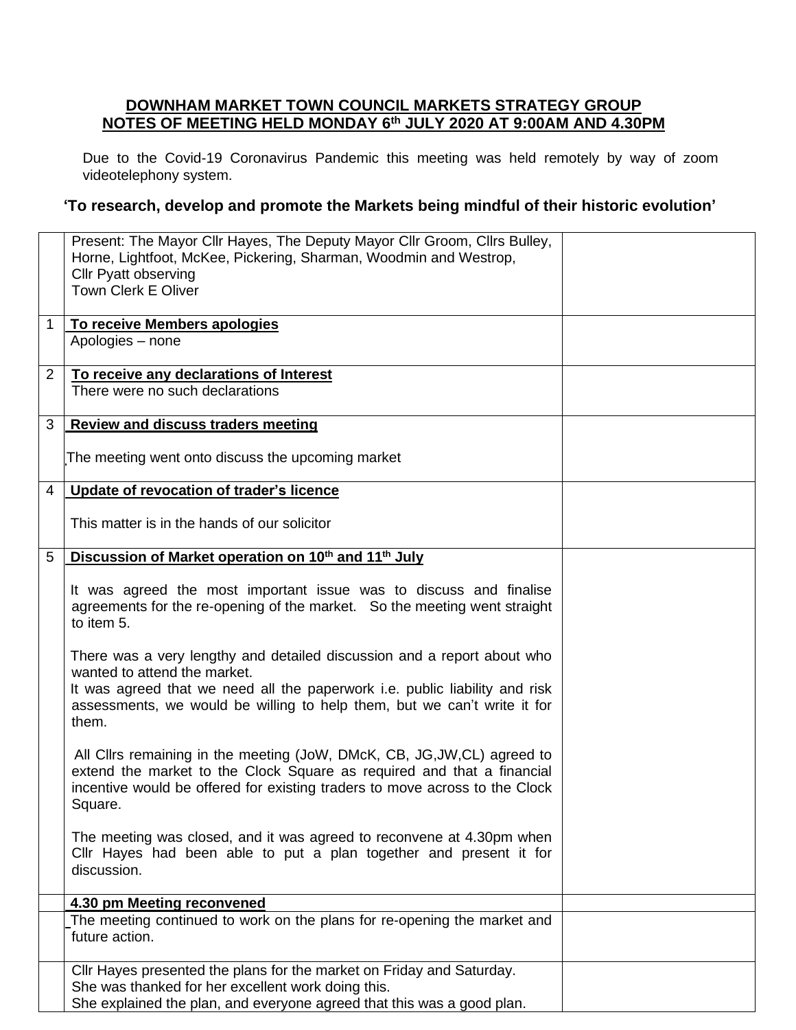**DOWNHAM MARKET TOWN COUNCIL MARKETS STRATEGY GROUP**
**NOTES OF MEETING HELD MONDAY 6th JULY 2020 AT 9:00AM AND 4.30PM**

Due to the Covid-19 Coronavirus Pandemic this meeting was held remotely by way of zoom videotelephony system.

**'To research, develop and promote the Markets being mindful of their historic evolution'**

| | | |
|---|---|---|
| | Present: The Mayor Cllr Hayes, The Deputy Mayor Cllr Groom, Cllrs Bulley, Horne, Lightfoot, McKee, Pickering, Sharman, Woodmin and Westrop,<br>Cllr Pyatt observing<br>Town Clerk E Oliver | |
| 1 | **To receive Members apologies**<br>Apologies – none | |
| 2 | **To receive any declarations of Interest**<br>There were no such declarations | |
| 3 | **Review and discuss traders meeting**<br><br>The meeting went onto discuss the upcoming market | |
| 4 | **Update of revocation of trader's licence**<br><br>This matter is in the hands of our solicitor | |
| 5 | **Discussion of Market operation on 10th and 11th July**<br><br>It was agreed the most important issue was to discuss and finalise agreements for the re-opening of the market. So the meeting went straight to item 5.<br><br>There was a very lengthy and detailed discussion and a report about who wanted to attend the market.<br>It was agreed that we need all the paperwork i.e. public liability and risk assessments, we would be willing to help them, but we can't write it for them.<br><br>All Cllrs remaining in the meeting (JoW, DMcK, CB, JG,JW,CL) agreed to extend the market to the Clock Square as required and that a financial incentive would be offered for existing traders to move across to the Clock Square.<br><br>The meeting was closed, and it was agreed to reconvene at 4.30pm when Cllr Hayes had been able to put a plan together and present it for discussion. | |
| | **4.30 pm Meeting reconvened** | |
| | The meeting continued to work on the plans for re-opening the market and future action. | |
| | Cllr Hayes presented the plans for the market on Friday and Saturday.<br>She was thanked for her excellent work doing this.<br>She explained the plan, and everyone agreed that this was a good plan. | |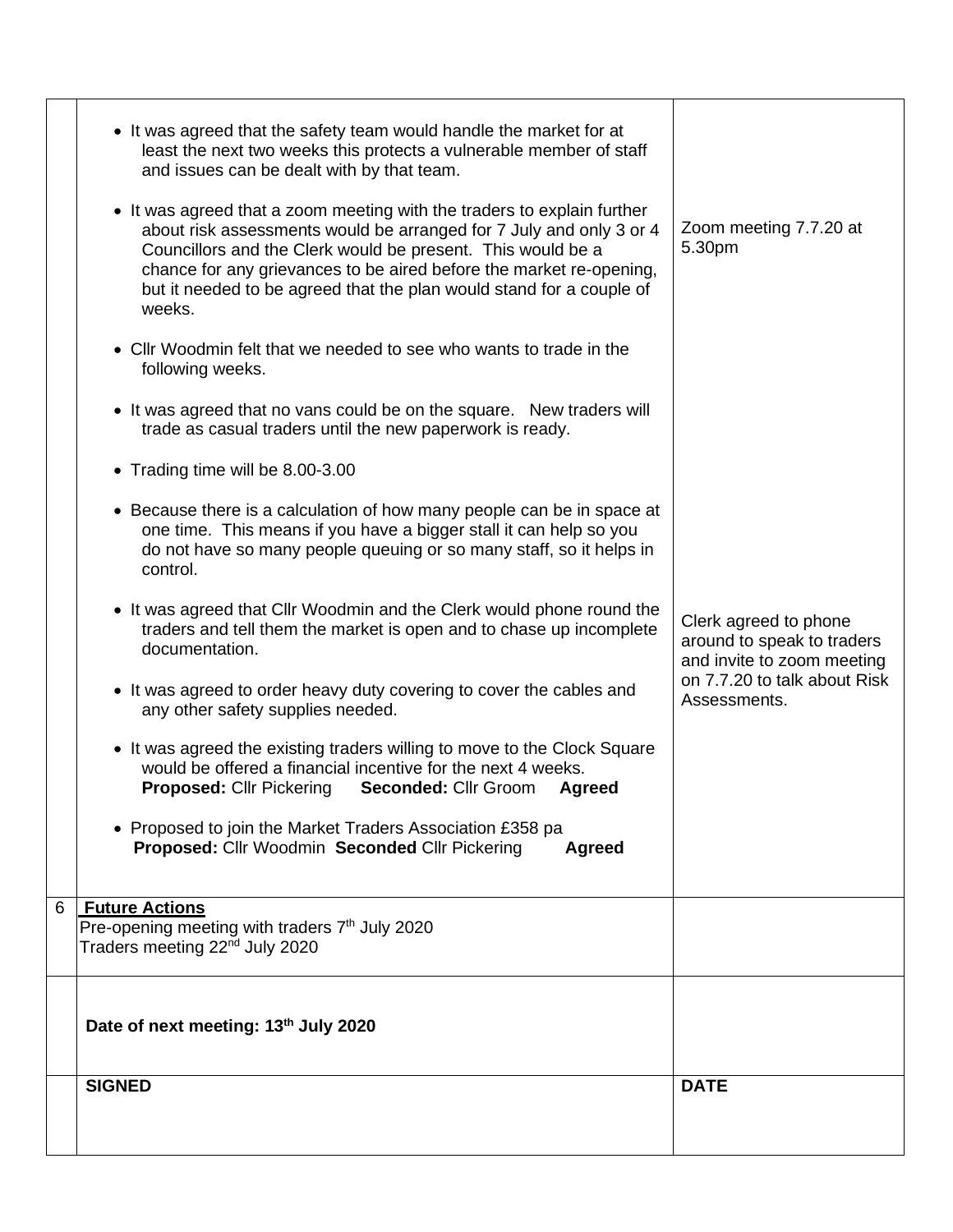| | | |
|---|---|---|
| | • It was agreed that the safety team would handle the market for at least the next two weeks this protects a vulnerable member of staff and issues can be dealt with by that team.<br><br>• It was agreed that a zoom meeting with the traders to explain further about risk assessments would be arranged for 7 July and only 3 or 4 Councillors and the Clerk would be present. This would be a chance for any grievances to be aired before the market re-opening, but it needed to be agreed that the plan would stand for a couple of weeks.<br><br>• Cllr Woodmin felt that we needed to see who wants to trade in the following weeks.<br><br>• It was agreed that no vans could be on the square. New traders will trade as casual traders until the new paperwork is ready.<br><br>• Trading time will be 8.00-3.00<br><br>• Because there is a calculation of how many people can be in space at one time. This means if you have a bigger stall it can help so you do not have so many people queuing or so many staff, so it helps in control.<br><br>• It was agreed that Cllr Woodmin and the Clerk would phone round the traders and tell them the market is open and to chase up incomplete documentation.<br><br>• It was agreed to order heavy duty covering to cover the cables and any other safety supplies needed.<br><br>• It was agreed the existing traders willing to move to the Clock Square would be offered a financial incentive for the next 4 weeks. **Proposed:** Cllr Pickering **Seconded:** Cllr Groom **Agreed**<br><br>• Proposed to join the Market Traders Association £358 pa **Proposed:** Cllr Woodmin **Seconded** Cllr Pickering **Agreed** | Zoom meeting 7.7.20 at 5.30pm<br><br>Clerk agreed to phone around to speak to traders and invite to zoom meeting on 7.7.20 to talk about Risk Assessments. |
| 6 | **Future Actions**<br>Pre-opening meeting with traders 7th July 2020<br>Traders meeting 22nd July 2020 | |
| | **Date of next meeting: 13th July 2020** | |
| | **SIGNED** | **DATE** |